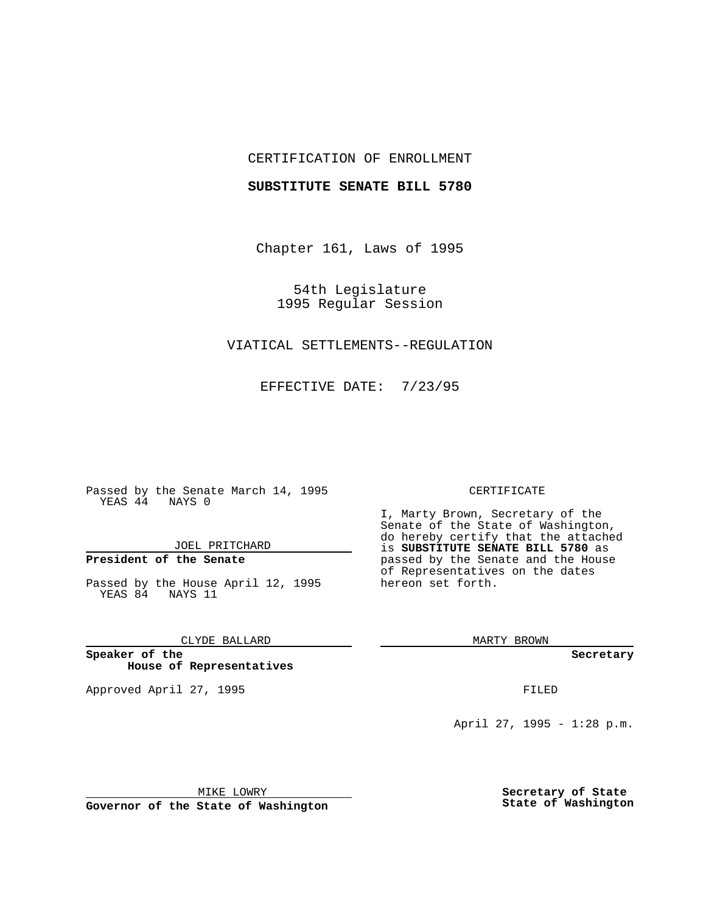CERTIFICATION OF ENROLLMENT

**SUBSTITUTE SENATE BILL 5780**

Chapter 161, Laws of 1995

54th Legislature
1995 Regular Session

VIATICAL SETTLEMENTS--REGULATION

EFFECTIVE DATE: 7/23/95

Passed by the Senate March 14, 1995
YEAS 44 NAYS 0

JOEL PRITCHARD

**President of the Senate**

Passed by the House April 12, 1995
YEAS 84 NAYS 11

CLYDE BALLARD

**Speaker of the House of Representatives**

Approved April 27, 1995

MIKE LOWRY

**Governor of the State of Washington**

CERTIFICATE

I, Marty Brown, Secretary of the Senate of the State of Washington, do hereby certify that the attached is **SUBSTITUTE SENATE BILL 5780** as passed by the Senate and the House of Representatives on the dates hereon set forth.

MARTY BROWN

**Secretary**

FILED

April 27, 1995 - 1:28 p.m.

**Secretary of State**
**State of Washington**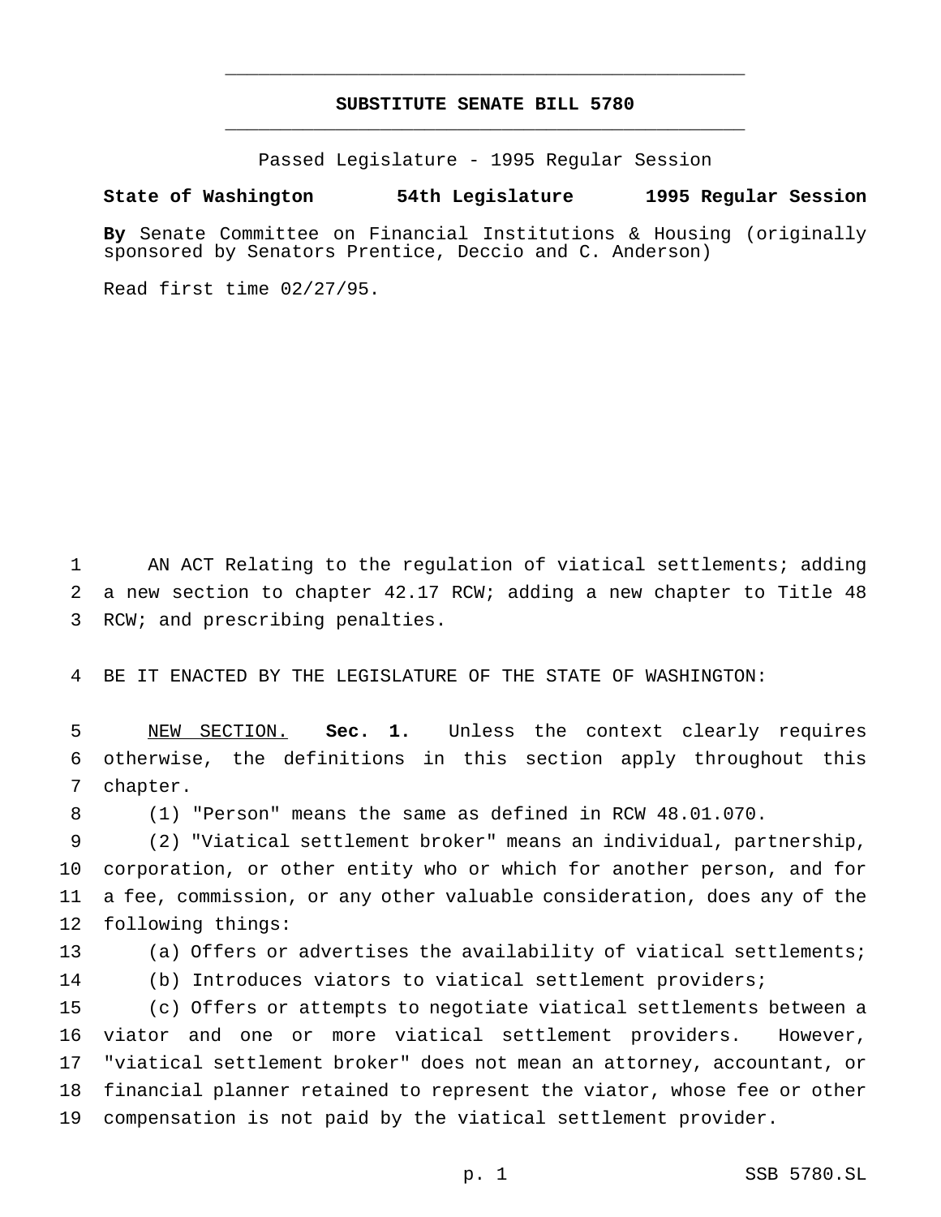**SUBSTITUTE SENATE BILL 5780**

Passed Legislature - 1995 Regular Session

**State of Washington 54th Legislature 1995 Regular Session**

**By** Senate Committee on Financial Institutions & Housing (originally sponsored by Senators Prentice, Deccio and C. Anderson)

Read first time 02/27/95.

AN ACT Relating to the regulation of viatical settlements; adding a new section to chapter 42.17 RCW; adding a new chapter to Title 48 RCW; and prescribing penalties.

BE IT ENACTED BY THE LEGISLATURE OF THE STATE OF WASHINGTON:

NEW SECTION. **Sec. 1.** Unless the context clearly requires otherwise, the definitions in this section apply throughout this chapter.

(1) "Person" means the same as defined in RCW 48.01.070.

(2) "Viatical settlement broker" means an individual, partnership, corporation, or other entity who or which for another person, and for a fee, commission, or any other valuable consideration, does any of the following things:

(a) Offers or advertises the availability of viatical settlements;

(b) Introduces viators to viatical settlement providers;

(c) Offers or attempts to negotiate viatical settlements between a viator and one or more viatical settlement providers. However, "viatical settlement broker" does not mean an attorney, accountant, or financial planner retained to represent the viator, whose fee or other compensation is not paid by the viatical settlement provider.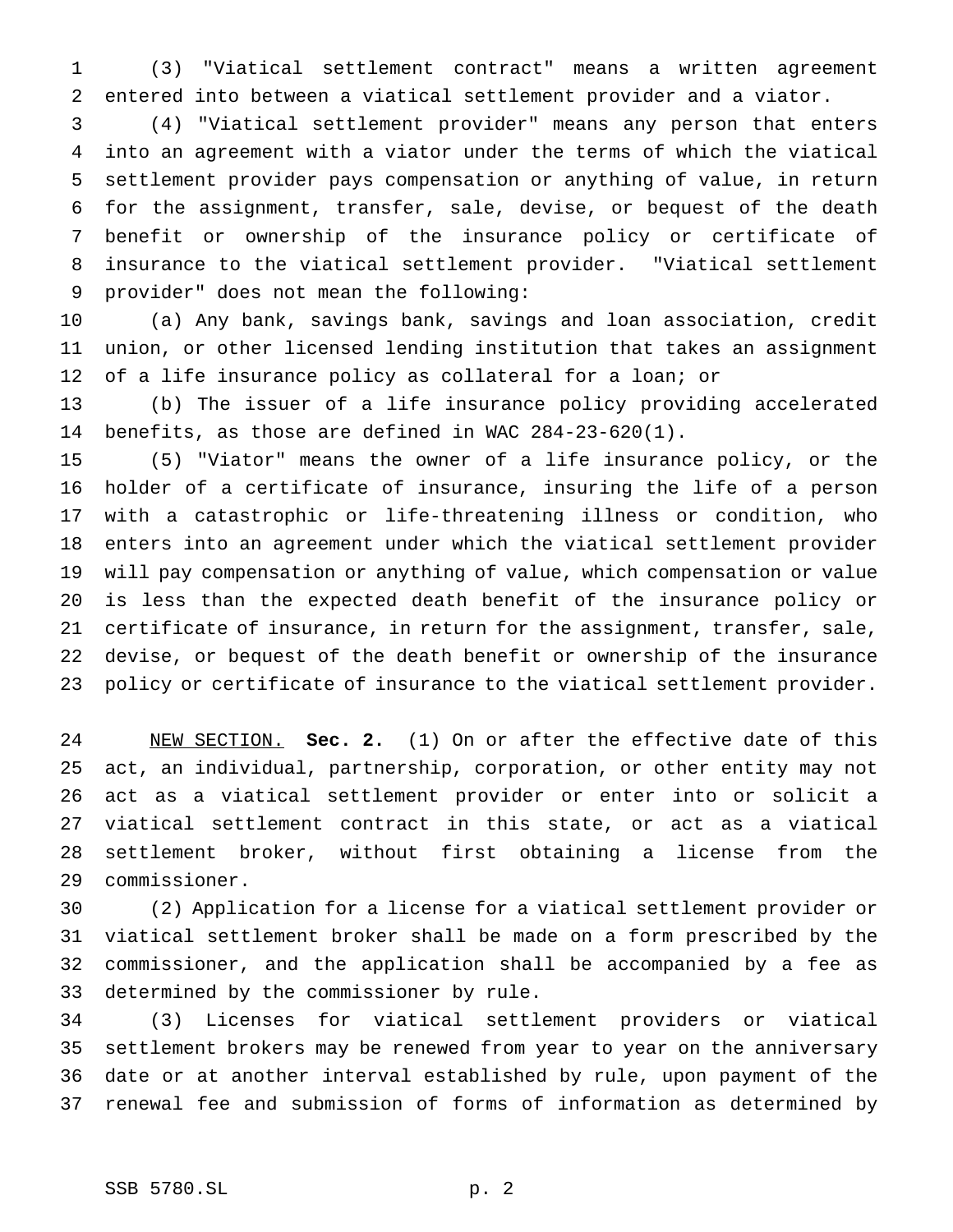(3) "Viatical settlement contract" means a written agreement entered into between a viatical settlement provider and a viator.

(4) "Viatical settlement provider" means any person that enters into an agreement with a viator under the terms of which the viatical settlement provider pays compensation or anything of value, in return for the assignment, transfer, sale, devise, or bequest of the death benefit or ownership of the insurance policy or certificate of insurance to the viatical settlement provider. "Viatical settlement provider" does not mean the following:

(a) Any bank, savings bank, savings and loan association, credit union, or other licensed lending institution that takes an assignment of a life insurance policy as collateral for a loan; or

(b) The issuer of a life insurance policy providing accelerated benefits, as those are defined in WAC 284-23-620(1).

(5) "Viator" means the owner of a life insurance policy, or the holder of a certificate of insurance, insuring the life of a person with a catastrophic or life-threatening illness or condition, who enters into an agreement under which the viatical settlement provider will pay compensation or anything of value, which compensation or value is less than the expected death benefit of the insurance policy or certificate of insurance, in return for the assignment, transfer, sale, devise, or bequest of the death benefit or ownership of the insurance policy or certificate of insurance to the viatical settlement provider.

NEW SECTION. **Sec. 2.** (1) On or after the effective date of this act, an individual, partnership, corporation, or other entity may not act as a viatical settlement provider or enter into or solicit a viatical settlement contract in this state, or act as a viatical settlement broker, without first obtaining a license from the commissioner.

(2) Application for a license for a viatical settlement provider or viatical settlement broker shall be made on a form prescribed by the commissioner, and the application shall be accompanied by a fee as determined by the commissioner by rule.

(3) Licenses for viatical settlement providers or viatical settlement brokers may be renewed from year to year on the anniversary date or at another interval established by rule, upon payment of the renewal fee and submission of forms of information as determined by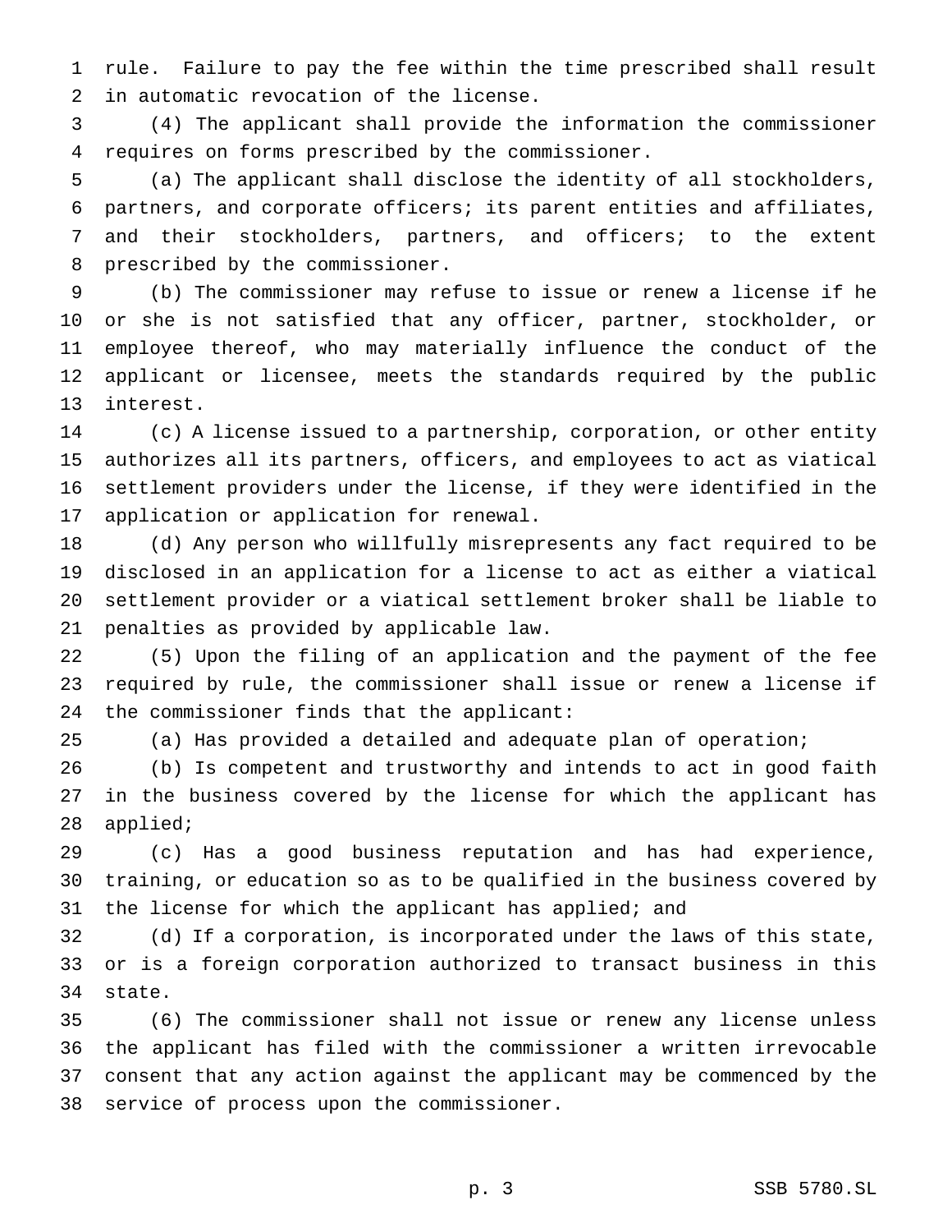rule. Failure to pay the fee within the time prescribed shall result in automatic revocation of the license.

(4) The applicant shall provide the information the commissioner requires on forms prescribed by the commissioner.

(a) The applicant shall disclose the identity of all stockholders, partners, and corporate officers; its parent entities and affiliates, and their stockholders, partners, and officers; to the extent prescribed by the commissioner.

(b) The commissioner may refuse to issue or renew a license if he or she is not satisfied that any officer, partner, stockholder, or employee thereof, who may materially influence the conduct of the applicant or licensee, meets the standards required by the public interest.

(c) A license issued to a partnership, corporation, or other entity authorizes all its partners, officers, and employees to act as viatical settlement providers under the license, if they were identified in the application or application for renewal.

(d) Any person who willfully misrepresents any fact required to be disclosed in an application for a license to act as either a viatical settlement provider or a viatical settlement broker shall be liable to penalties as provided by applicable law.

(5) Upon the filing of an application and the payment of the fee required by rule, the commissioner shall issue or renew a license if the commissioner finds that the applicant:

(a) Has provided a detailed and adequate plan of operation;

(b) Is competent and trustworthy and intends to act in good faith in the business covered by the license for which the applicant has applied;

(c) Has a good business reputation and has had experience, training, or education so as to be qualified in the business covered by the license for which the applicant has applied; and

(d) If a corporation, is incorporated under the laws of this state, or is a foreign corporation authorized to transact business in this state.

(6) The commissioner shall not issue or renew any license unless the applicant has filed with the commissioner a written irrevocable consent that any action against the applicant may be commenced by the service of process upon the commissioner.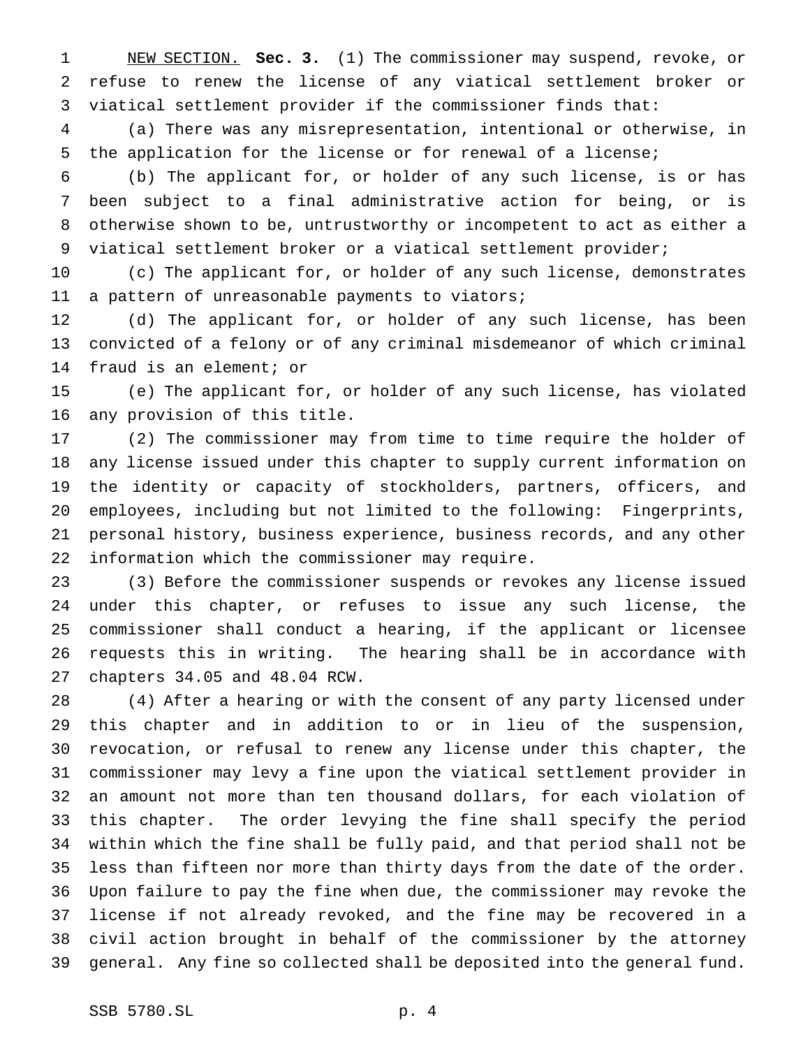NEW SECTION. **Sec. 3.** (1) The commissioner may suspend, revoke, or refuse to renew the license of any viatical settlement broker or viatical settlement provider if the commissioner finds that:

(a) There was any misrepresentation, intentional or otherwise, in the application for the license or for renewal of a license;

(b) The applicant for, or holder of any such license, is or has been subject to a final administrative action for being, or is otherwise shown to be, untrustworthy or incompetent to act as either a viatical settlement broker or a viatical settlement provider;

(c) The applicant for, or holder of any such license, demonstrates a pattern of unreasonable payments to viators;

(d) The applicant for, or holder of any such license, has been convicted of a felony or of any criminal misdemeanor of which criminal fraud is an element; or

(e) The applicant for, or holder of any such license, has violated any provision of this title.

(2) The commissioner may from time to time require the holder of any license issued under this chapter to supply current information on the identity or capacity of stockholders, partners, officers, and employees, including but not limited to the following: Fingerprints, personal history, business experience, business records, and any other information which the commissioner may require.

(3) Before the commissioner suspends or revokes any license issued under this chapter, or refuses to issue any such license, the commissioner shall conduct a hearing, if the applicant or licensee requests this in writing. The hearing shall be in accordance with chapters 34.05 and 48.04 RCW.

(4) After a hearing or with the consent of any party licensed under this chapter and in addition to or in lieu of the suspension, revocation, or refusal to renew any license under this chapter, the commissioner may levy a fine upon the viatical settlement provider in an amount not more than ten thousand dollars, for each violation of this chapter. The order levying the fine shall specify the period within which the fine shall be fully paid, and that period shall not be less than fifteen nor more than thirty days from the date of the order. Upon failure to pay the fine when due, the commissioner may revoke the license if not already revoked, and the fine may be recovered in a civil action brought in behalf of the commissioner by the attorney general. Any fine so collected shall be deposited into the general fund.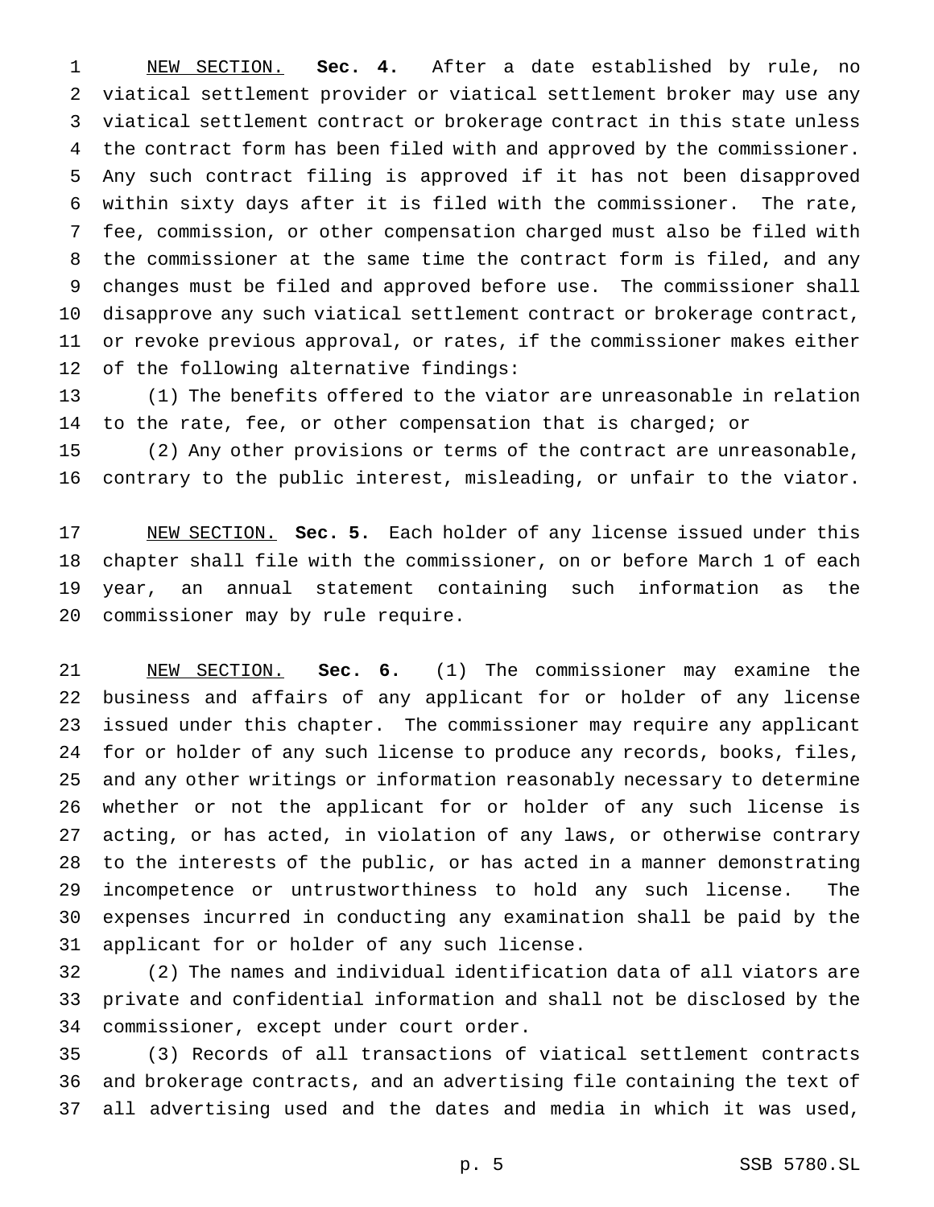NEW SECTION. **Sec. 4.** After a date established by rule, no viatical settlement provider or viatical settlement broker may use any viatical settlement contract or brokerage contract in this state unless the contract form has been filed with and approved by the commissioner. Any such contract filing is approved if it has not been disapproved within sixty days after it is filed with the commissioner. The rate, fee, commission, or other compensation charged must also be filed with the commissioner at the same time the contract form is filed, and any changes must be filed and approved before use. The commissioner shall disapprove any such viatical settlement contract or brokerage contract, or revoke previous approval, or rates, if the commissioner makes either of the following alternative findings:

(1) The benefits offered to the viator are unreasonable in relation to the rate, fee, or other compensation that is charged; or

(2) Any other provisions or terms of the contract are unreasonable, contrary to the public interest, misleading, or unfair to the viator.

NEW SECTION. **Sec. 5.** Each holder of any license issued under this chapter shall file with the commissioner, on or before March 1 of each year, an annual statement containing such information as the commissioner may by rule require.

NEW SECTION. **Sec. 6.** (1) The commissioner may examine the business and affairs of any applicant for or holder of any license issued under this chapter. The commissioner may require any applicant for or holder of any such license to produce any records, books, files, and any other writings or information reasonably necessary to determine whether or not the applicant for or holder of any such license is acting, or has acted, in violation of any laws, or otherwise contrary to the interests of the public, or has acted in a manner demonstrating incompetence or untrustworthiness to hold any such license. The expenses incurred in conducting any examination shall be paid by the applicant for or holder of any such license.

(2) The names and individual identification data of all viators are private and confidential information and shall not be disclosed by the commissioner, except under court order.

(3) Records of all transactions of viatical settlement contracts and brokerage contracts, and an advertising file containing the text of all advertising used and the dates and media in which it was used,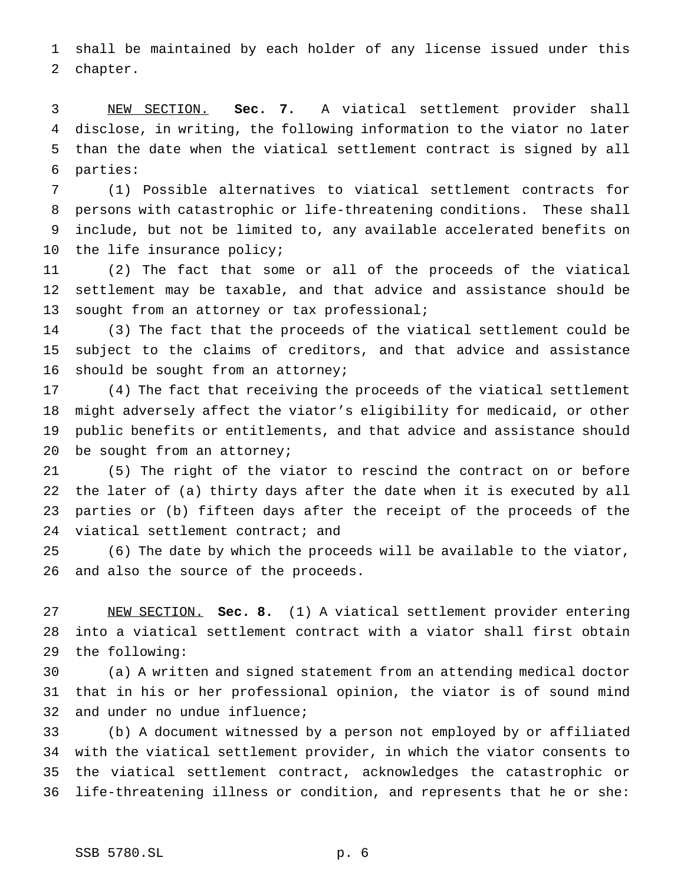shall be maintained by each holder of any license issued under this chapter.

NEW SECTION. **Sec. 7.** A viatical settlement provider shall disclose, in writing, the following information to the viator no later than the date when the viatical settlement contract is signed by all parties:

(1) Possible alternatives to viatical settlement contracts for persons with catastrophic or life-threatening conditions. These shall include, but not be limited to, any available accelerated benefits on the life insurance policy;

(2) The fact that some or all of the proceeds of the viatical settlement may be taxable, and that advice and assistance should be sought from an attorney or tax professional;

(3) The fact that the proceeds of the viatical settlement could be subject to the claims of creditors, and that advice and assistance should be sought from an attorney;

(4) The fact that receiving the proceeds of the viatical settlement might adversely affect the viator's eligibility for medicaid, or other public benefits or entitlements, and that advice and assistance should be sought from an attorney;

(5) The right of the viator to rescind the contract on or before the later of (a) thirty days after the date when it is executed by all parties or (b) fifteen days after the receipt of the proceeds of the viatical settlement contract; and

(6) The date by which the proceeds will be available to the viator, and also the source of the proceeds.

NEW SECTION. **Sec. 8.** (1) A viatical settlement provider entering into a viatical settlement contract with a viator shall first obtain the following:

(a) A written and signed statement from an attending medical doctor that in his or her professional opinion, the viator is of sound mind and under no undue influence;

(b) A document witnessed by a person not employed by or affiliated with the viatical settlement provider, in which the viator consents to the viatical settlement contract, acknowledges the catastrophic or life-threatening illness or condition, and represents that he or she: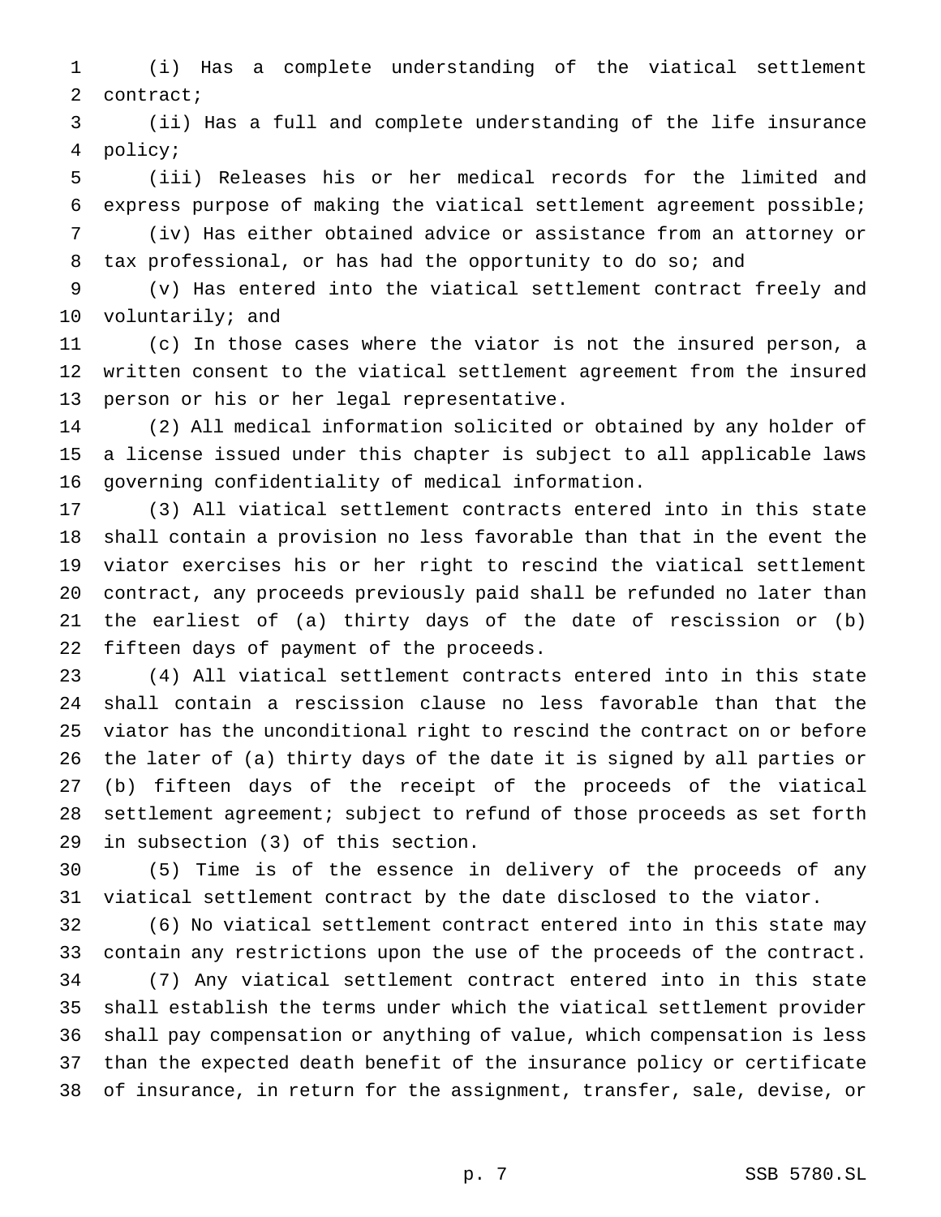(i) Has a complete understanding of the viatical settlement contract;

(ii) Has a full and complete understanding of the life insurance policy;

(iii) Releases his or her medical records for the limited and express purpose of making the viatical settlement agreement possible;

(iv) Has either obtained advice or assistance from an attorney or tax professional, or has had the opportunity to do so; and

(v) Has entered into the viatical settlement contract freely and voluntarily; and

(c) In those cases where the viator is not the insured person, a written consent to the viatical settlement agreement from the insured person or his or her legal representative.

(2) All medical information solicited or obtained by any holder of a license issued under this chapter is subject to all applicable laws governing confidentiality of medical information.

(3) All viatical settlement contracts entered into in this state shall contain a provision no less favorable than that in the event the viator exercises his or her right to rescind the viatical settlement contract, any proceeds previously paid shall be refunded no later than the earliest of (a) thirty days of the date of rescission or (b) fifteen days of payment of the proceeds.

(4) All viatical settlement contracts entered into in this state shall contain a rescission clause no less favorable than that the viator has the unconditional right to rescind the contract on or before the later of (a) thirty days of the date it is signed by all parties or (b) fifteen days of the receipt of the proceeds of the viatical settlement agreement; subject to refund of those proceeds as set forth in subsection (3) of this section.

(5) Time is of the essence in delivery of the proceeds of any viatical settlement contract by the date disclosed to the viator.

(6) No viatical settlement contract entered into in this state may contain any restrictions upon the use of the proceeds of the contract.

(7) Any viatical settlement contract entered into in this state shall establish the terms under which the viatical settlement provider shall pay compensation or anything of value, which compensation is less than the expected death benefit of the insurance policy or certificate of insurance, in return for the assignment, transfer, sale, devise, or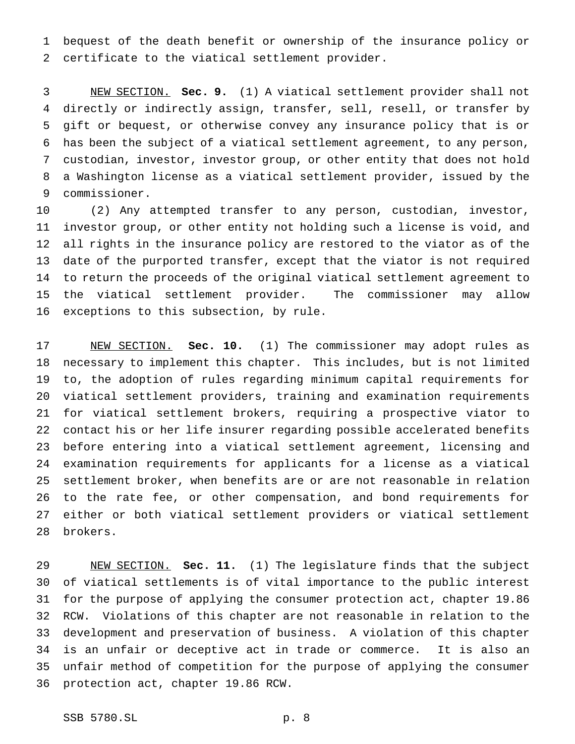bequest of the death benefit or ownership of the insurance policy or certificate to the viatical settlement provider.

NEW SECTION. **Sec. 9.** (1) A viatical settlement provider shall not directly or indirectly assign, transfer, sell, resell, or transfer by gift or bequest, or otherwise convey any insurance policy that is or has been the subject of a viatical settlement agreement, to any person, custodian, investor, investor group, or other entity that does not hold a Washington license as a viatical settlement provider, issued by the commissioner.

(2) Any attempted transfer to any person, custodian, investor, investor group, or other entity not holding such a license is void, and all rights in the insurance policy are restored to the viator as of the date of the purported transfer, except that the viator is not required to return the proceeds of the original viatical settlement agreement to the viatical settlement provider. The commissioner may allow exceptions to this subsection, by rule.

NEW SECTION. **Sec. 10.** (1) The commissioner may adopt rules as necessary to implement this chapter. This includes, but is not limited to, the adoption of rules regarding minimum capital requirements for viatical settlement providers, training and examination requirements for viatical settlement brokers, requiring a prospective viator to contact his or her life insurer regarding possible accelerated benefits before entering into a viatical settlement agreement, licensing and examination requirements for applicants for a license as a viatical settlement broker, when benefits are or are not reasonable in relation to the rate fee, or other compensation, and bond requirements for either or both viatical settlement providers or viatical settlement brokers.

NEW SECTION. **Sec. 11.** (1) The legislature finds that the subject of viatical settlements is of vital importance to the public interest for the purpose of applying the consumer protection act, chapter 19.86 RCW. Violations of this chapter are not reasonable in relation to the development and preservation of business. A violation of this chapter is an unfair or deceptive act in trade or commerce. It is also an unfair method of competition for the purpose of applying the consumer protection act, chapter 19.86 RCW.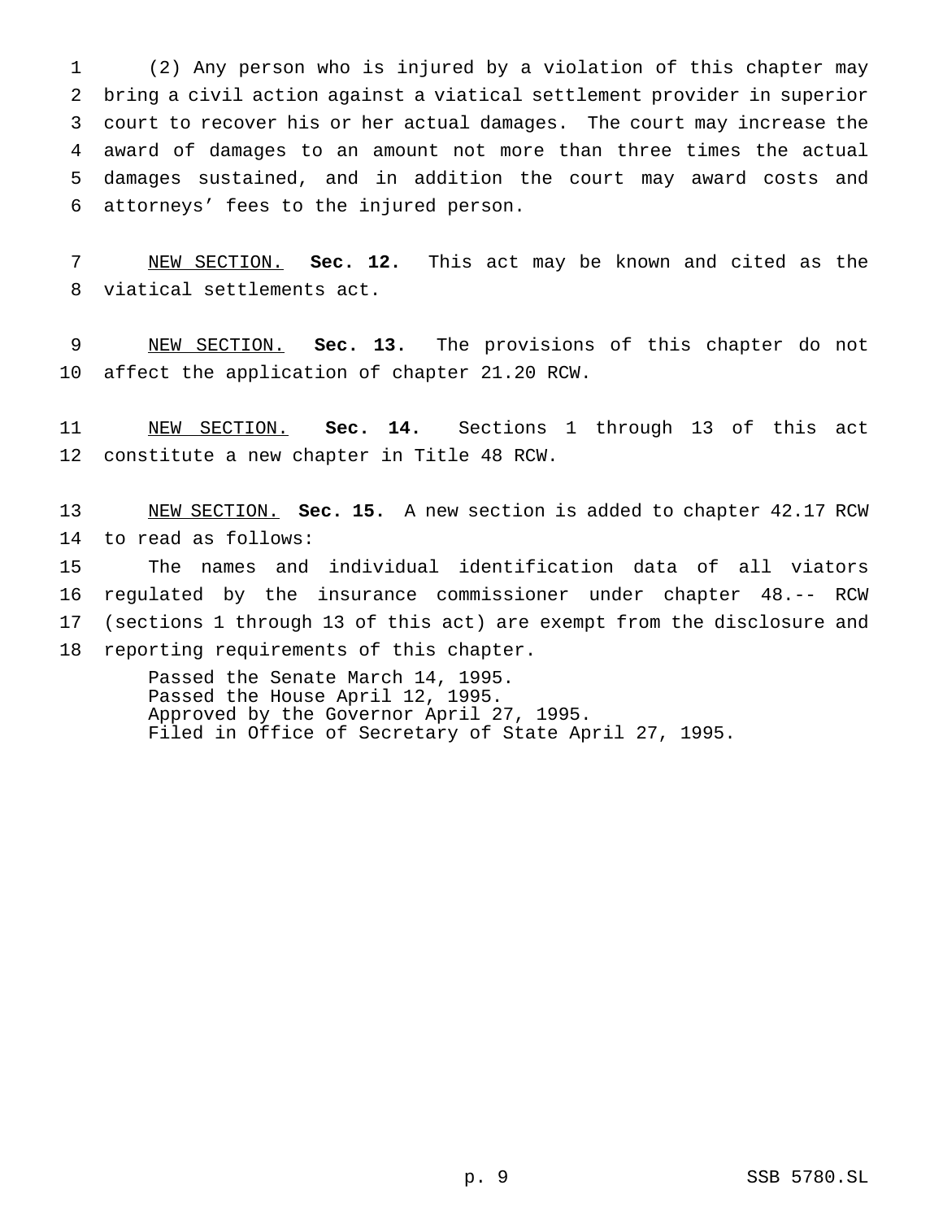(2) Any person who is injured by a violation of this chapter may bring a civil action against a viatical settlement provider in superior court to recover his or her actual damages. The court may increase the award of damages to an amount not more than three times the actual damages sustained, and in addition the court may award costs and attorneys' fees to the injured person.

NEW SECTION. **Sec. 12.** This act may be known and cited as the viatical settlements act.

NEW SECTION. **Sec. 13.** The provisions of this chapter do not affect the application of chapter 21.20 RCW.

NEW SECTION. **Sec. 14.** Sections 1 through 13 of this act constitute a new chapter in Title 48 RCW.

NEW SECTION. **Sec. 15.** A new section is added to chapter 42.17 RCW to read as follows:

The names and individual identification data of all viators regulated by the insurance commissioner under chapter 48.-- RCW (sections 1 through 13 of this act) are exempt from the disclosure and reporting requirements of this chapter.

Passed the Senate March 14, 1995.
Passed the House April 12, 1995.
Approved by the Governor April 27, 1995.
Filed in Office of Secretary of State April 27, 1995.